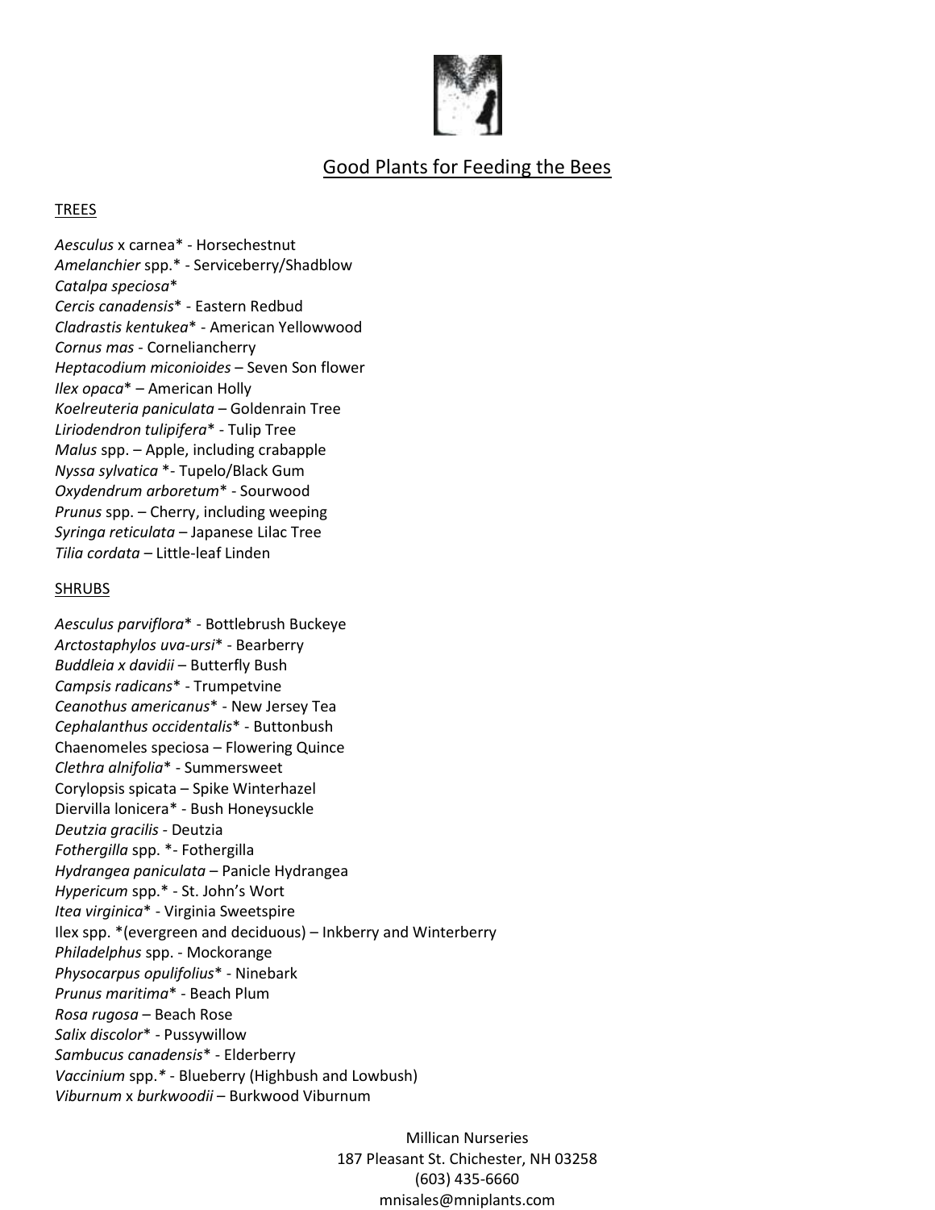# Good Plants for Feeding the Bees

## TREES

*Aesculus* x carnea* - Horsechestnut
*Amelanchier* spp.* - Serviceberry/Shadblow
*Catalpa speciosa**
*Cercis canadensis** - Eastern Redbud
*Cladrastis kentukea** - American Yellowwood
*Cornus mas* - Corneliancherry
*Heptacodium miconioides* – Seven Son flower
*Ilex opaca** – American Holly
*Koelreuteria paniculata* – Goldenrain Tree
*Liriodendron tulipifera** - Tulip Tree
*Malus* spp. – Apple, including crabapple
*Nyssa sylvatica* *- Tupelo/Black Gum
*Oxydendrum arboretum** - Sourwood
*Prunus* spp. – Cherry, including weeping
*Syringa reticulata* – Japanese Lilac Tree
*Tilia cordata* – Little-leaf Linden

## SHRUBS

*Aesculus parviflora** - Bottlebrush Buckeye
*Arctostaphylos uva-ursi** - Bearberry
*Buddleia x davidii* – Butterfly Bush
*Campsis radicans** - Trumpetvine
*Ceanothus americanus** - New Jersey Tea
*Cephalanthus occidentalis** - Buttonbush
Chaenomeles speciosa – Flowering Quince
*Clethra alnifolia** - Summersweet
Corylopsis spicata – Spike Winterhazel
Diervilla lonicera* - Bush Honeysuckle
*Deutzia gracilis* - Deutzia
*Fothergilla* spp. *- Fothergilla
*Hydrangea paniculata* – Panicle Hydrangea
*Hypericum* spp.* - St. John's Wort
*Itea virginica** - Virginia Sweetspire
Ilex spp. *(evergreen and deciduous) – Inkberry and Winterberry
*Philadelphus* spp. - Mockorange
*Physocarpus opulifolius** - Ninebark
*Prunus maritima** - Beach Plum
*Rosa rugosa* – Beach Rose
*Salix discolor** - Pussywillow
*Sambucus canadensis** - Elderberry
*Vaccinium* spp.* - Blueberry (Highbush and Lowbush)
*Viburnum* x *burkwoodii* – Burkwood Viburnum

Millican Nurseries
187 Pleasant St. Chichester, NH 03258
(603) 435-6660
mnisales@mniplants.com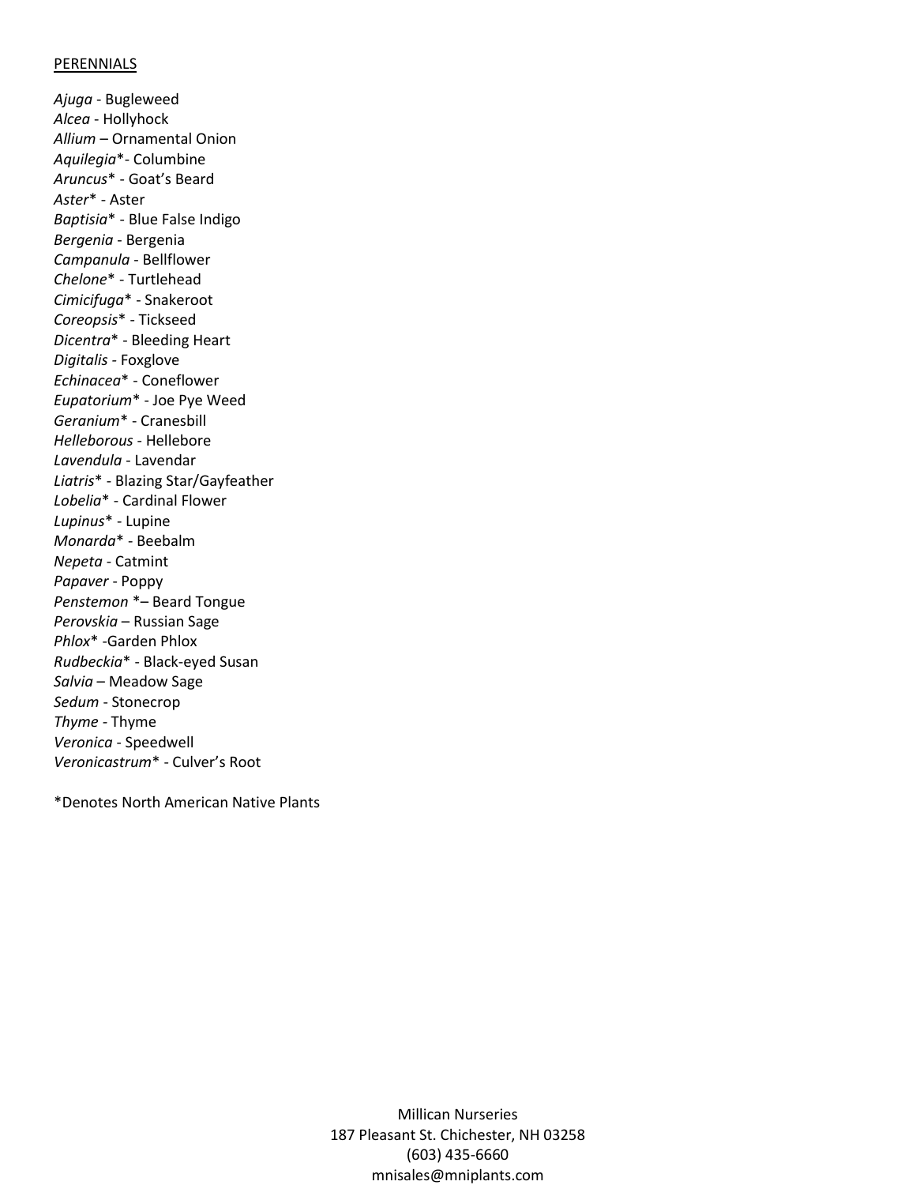<u>PERENNIALS</u>

*Ajuga* - Bugleweed
*Alcea* - Hollyhock
*Allium* – Ornamental Onion
*Aquilegia**- Columbine
*Aruncus** - Goat's Beard
*Aster** - Aster
*Baptisia** - Blue False Indigo
*Bergenia* - Bergenia
*Campanula* - Bellflower
*Chelone** - Turtlehead
*Cimicifuga** - Snakeroot
*Coreopsis** - Tickseed
*Dicentra** - Bleeding Heart
*Digitalis* - Foxglove
*Echinacea** - Coneflower
*Eupatorium** - Joe Pye Weed
*Geranium** - Cranesbill
*Helleborous* - Hellebore
*Lavendula* - Lavendar
*Liatris** - Blazing Star/Gayfeather
*Lobelia** - Cardinal Flower
*Lupinus** - Lupine
*Monarda** - Beebalm
*Nepeta* - Catmint
*Papaver* - Poppy
*Penstemon* *– Beard Tongue
*Perovskia* – Russian Sage
*Phlox** -Garden Phlox
*Rudbeckia** - Black-eyed Susan
*Salvia* – Meadow Sage
*Sedum* - Stonecrop
*Thyme* - Thyme
*Veronica* - Speedwell
*Veronicastrum** - Culver's Root

*Denotes North American Native Plants

Millican Nurseries
187 Pleasant St. Chichester, NH 03258
(603) 435-6660
mnisales@mniplants.com